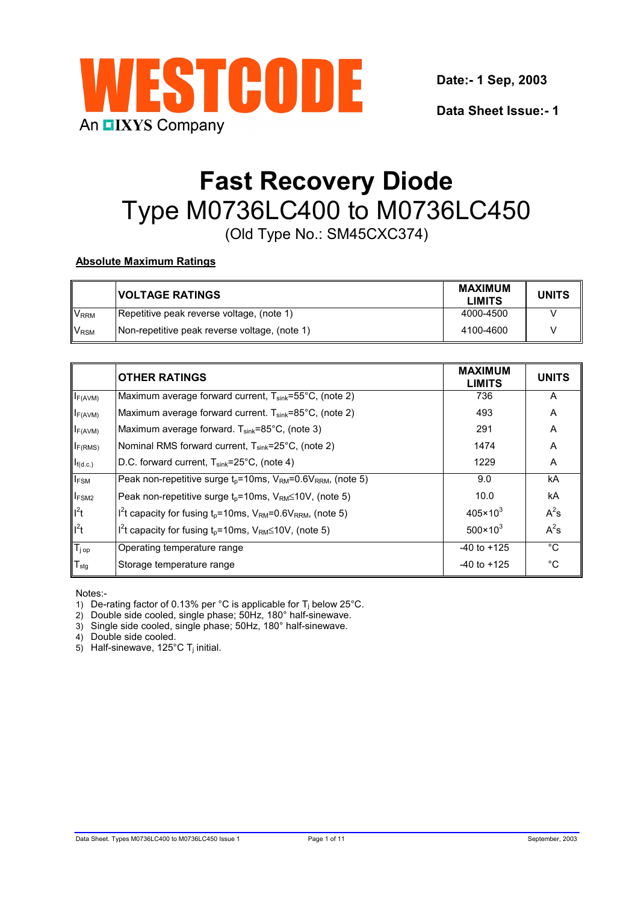WESTCODE

An IXYS Company

**Date:- 1 Sep, 2003**

**Data Sheet Issue:- 1**

# Fast Recovery Diode

## Type M0736LC400 to M0736LC450

(Old Type No.: SM45CXC374)

**Absolute Maximum Ratings**

| | VOLTAGE RATINGS | MAXIMUM LIMITS | UNITS |
|---|---|---|---|
| $V_{RRM}$ | Repetitive peak reverse voltage, (note 1) | 4000-4500 | V |
| $V_{RSM}$ | Non-repetitive peak reverse voltage, (note 1) | 4100-4600 | V |

| | OTHER RATINGS | MAXIMUM LIMITS | UNITS |
|---|---|---|---|
| $I_{F(AVM)}$ | Maximum average forward current, $T_{sink}$=55°C, (note 2) | 736 | A |
| $I_{F(AVM)}$ | Maximum average forward current. $T_{sink}$=85°C, (note 2) | 493 | A |
| $I_{F(AVM)}$ | Maximum average forward. $T_{sink}$=85°C, (note 3) | 291 | A |
| $I_{F(RMS)}$ | Nominal RMS forward current, $T_{sink}$=25°C, (note 2) | 1474 | A |
| $I_{f(d.c.)}$ | D.C. forward current, $T_{sink}$=25°C, (note 4) | 1229 | A |
| $I_{FSM}$ | Peak non-repetitive surge $t_p$=10ms, $V_{RM}$=0.6$V_{RRM}$, (note 5) | 9.0 | kA |
| $I_{FSM2}$ | Peak non-repetitive surge $t_p$=10ms, $V_{RM}$≤10V, (note 5) | 10.0 | kA |
| $I^2t$ | $I^2t$ capacity for fusing $t_p$=10ms, $V_{RM}$=0.6$V_{RRM}$, (note 5) | $405\times10^3$ | $A^2s$ |
| $I^2t$ | $I^2t$ capacity for fusing $t_p$=10ms, $V_{RM}$≤10V, (note 5) | $500\times10^3$ | $A^2s$ |
| $T_{j\ op}$ | Operating temperature range | -40 to +125 | °C |
| $T_{stg}$ | Storage temperature range | -40 to +125 | °C |

Notes:-

1) De-rating factor of 0.13% per °C is applicable for $T_j$ below 25°C.
2) Double side cooled, single phase; 50Hz, 180° half-sinewave.
3) Single side cooled, single phase; 50Hz, 180° half-sinewave.
4) Double side cooled.
5) Half-sinewave, 125°C $T_j$ initial.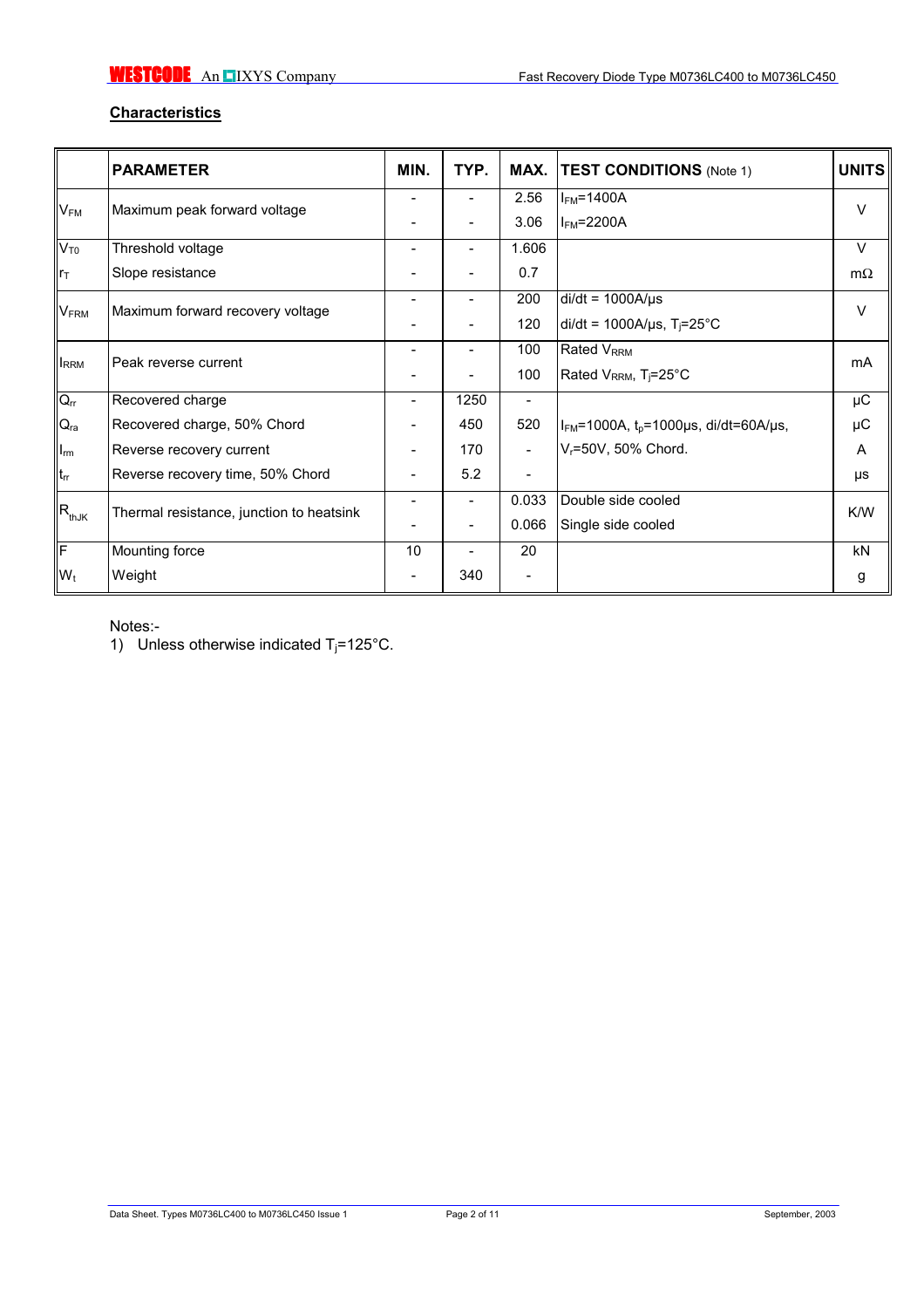## Characteristics

| | PARAMETER | MIN. | TYP. | MAX. | TEST CONDITIONS (Note 1) | UNITS |
|---|---|---|---|---|---|---|
| $V_{FM}$ | Maximum peak forward voltage | - | - | 2.56 | $I_{FM}$=1400A | V |
| | | - | - | 3.06 | $I_{FM}$=2200A | |
| $V_{T0}$ | Threshold voltage | - | - | 1.606 | | V |
| $r_T$ | Slope resistance | - | - | 0.7 | | mΩ |
| $V_{FRM}$ | Maximum forward recovery voltage | - | - | 200 | di/dt = 1000A/µs | V |
| | | - | - | 120 | di/dt = 1000A/µs, $T_j$=25°C | |
| $I_{RRM}$ | Peak reverse current | - | - | 100 | Rated $V_{RRM}$ | mA |
| | | - | - | 100 | Rated $V_{RRM}$, $T_j$=25°C | |
| $Q_{rr}$ | Recovered charge | - | 1250 | - | | µC |
| $Q_{ra}$ | Recovered charge, 50% Chord | - | 450 | 520 | $I_{FM}$=1000A, $t_p$=1000µs, di/dt=60A/µs, | µC |
| $I_{rm}$ | Reverse recovery current | - | 170 | - | $V_r$=50V, 50% Chord. | A |
| $t_{rr}$ | Reverse recovery time, 50% Chord | - | 5.2 | - | | µs |
| $R_{thJK}$ | Thermal resistance, junction to heatsink | - | - | 0.033 | Double side cooled | K/W |
| | | - | - | 0.066 | Single side cooled | |
| F | Mounting force | 10 | - | 20 | | kN |
| $W_t$ | Weight | - | 340 | - | | g |

Notes:-

1) Unless otherwise indicated $T_j$=125°C.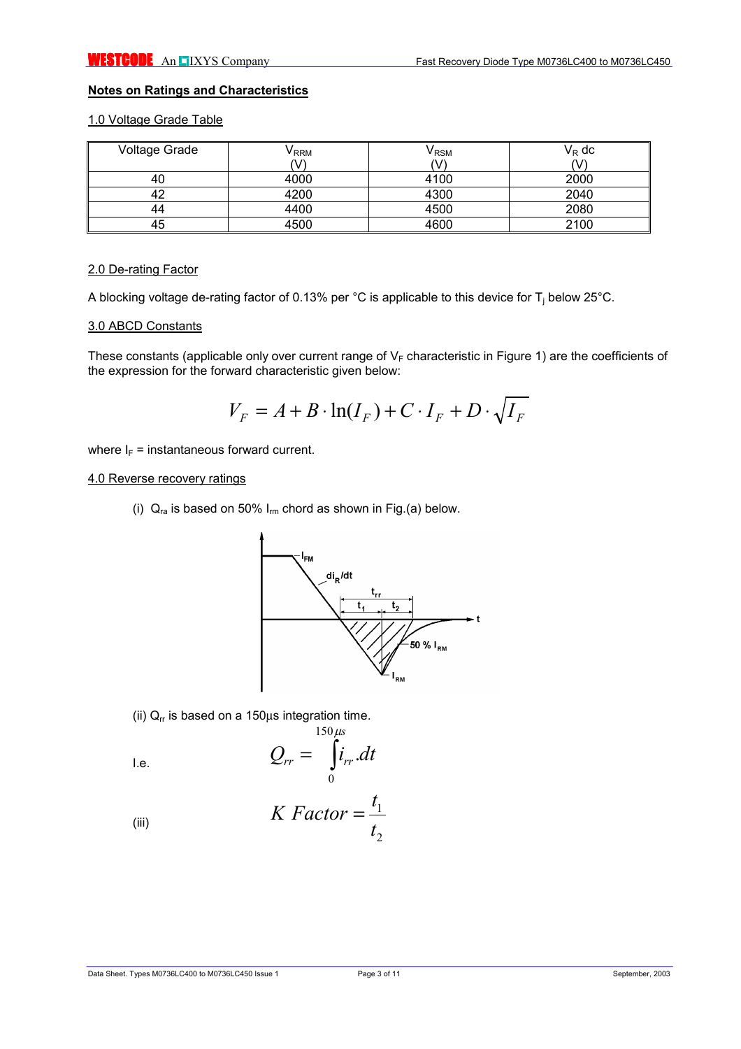## Notes on Ratings and Characteristics

### 1.0 Voltage Grade Table

| Voltage Grade | $V_{RRM}$ (V) | $V_{RSM}$ (V) | $V_R$ dc (V) |
|---|---|---|---|
| 40 | 4000 | 4100 | 2000 |
| 42 | 4200 | 4300 | 2040 |
| 44 | 4400 | 4500 | 2080 |
| 45 | 4500 | 4600 | 2100 |

### 2.0 De-rating Factor

A blocking voltage de-rating factor of 0.13% per °C is applicable to this device for $T_j$ below 25°C.

### 3.0 ABCD Constants

These constants (applicable only over current range of $V_F$ characteristic in Figure 1) are the coefficients of the expression for the forward characteristic given below:

$$V_F = A + B \cdot \ln(I_F) + C \cdot I_F + D \cdot \sqrt{I_F}$$

where $I_F$ = instantaneous forward current.

### 4.0 Reverse recovery ratings

(i) $Q_{ra}$ is based on 50% $I_{rm}$ chord as shown in Fig.(a) below.

(ii) $Q_{rr}$ is based on a 150µs integration time.

I.e.

$$Q_{rr} = \int_{0}^{150\mu s} i_{rr}.dt$$

(iii)

$$K\ Factor = \frac{t_1}{t_2}$$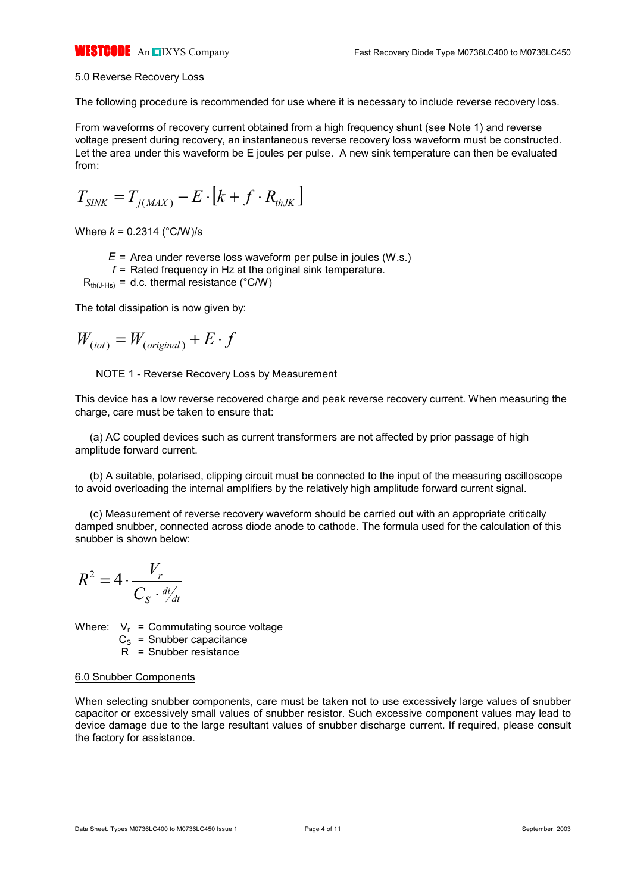## 5.0 Reverse Recovery Loss

The following procedure is recommended for use where it is necessary to include reverse recovery loss.

From waveforms of recovery current obtained from a high frequency shunt (see Note 1) and reverse voltage present during recovery, an instantaneous reverse recovery loss waveform must be constructed. Let the area under this waveform be E joules per pulse. A new sink temperature can then be evaluated from:

$$T_{SINK} = T_{j(MAX)} - E \cdot \left[k + f \cdot R_{thJK}\right]$$

Where $k$ = 0.2314 (°C/W)/s

$E$ = Area under reverse loss waveform per pulse in joules (W.s.)

$f$ = Rated frequency in Hz at the original sink temperature.

$R_{th(J\text{-}Hs)}$ = d.c. thermal resistance (°C/W)

The total dissipation is now given by:

$$W_{(tot)} = W_{(original)} + E \cdot f$$

NOTE 1 - Reverse Recovery Loss by Measurement

This device has a low reverse recovered charge and peak reverse recovery current. When measuring the charge, care must be taken to ensure that:

(a) AC coupled devices such as current transformers are not affected by prior passage of high amplitude forward current.

(b) A suitable, polarised, clipping circuit must be connected to the input of the measuring oscilloscope to avoid overloading the internal amplifiers by the relatively high amplitude forward current signal.

(c) Measurement of reverse recovery waveform should be carried out with an appropriate critically damped snubber, connected across diode anode to cathode. The formula used for the calculation of this snubber is shown below:

$$R^2 = 4 \cdot \frac{V_r}{C_S \cdot {}^{di}\!/_{dt}}$$

Where: $V_r$ = Commutating source voltage

$C_S$ = Snubber capacitance

$R$ = Snubber resistance

## 6.0 Snubber Components

When selecting snubber components, care must be taken not to use excessively large values of snubber capacitor or excessively small values of snubber resistor. Such excessive component values may lead to device damage due to the large resultant values of snubber discharge current. If required, please consult the factory for assistance.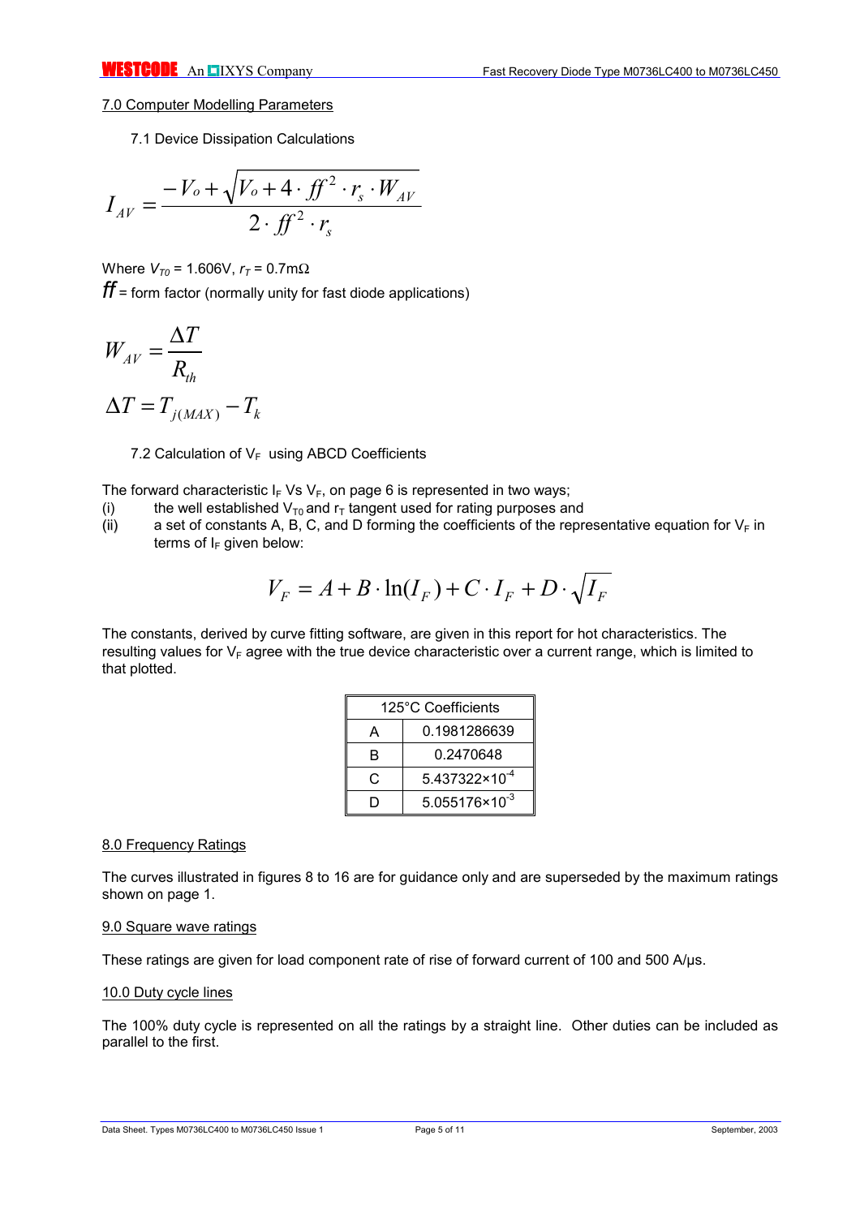## 7.0 Computer Modelling Parameters

### 7.1 Device Dissipation Calculations

$$I_{AV} = \frac{-V_o + \sqrt{V_o + 4 \cdot ff^2 \cdot r_s \cdot W_{AV}}}{2 \cdot ff^2 \cdot r_s}$$

Where $V_{T0}$ = 1.606V, $r_T$ = 0.7mΩ

$ff$ = form factor (normally unity for fast diode applications)

$$W_{AV} = \frac{\Delta T}{R_{th}}$$

$$\Delta T = T_{j(MAX)} - T_k$$

### 7.2 Calculation of $V_F$ using ABCD Coefficients

The forward characteristic $I_F$ Vs $V_F$, on page 6 is represented in two ways;

(i) the well established $V_{T0}$ and $r_T$ tangent used for rating purposes and

(ii) a set of constants A, B, C, and D forming the coefficients of the representative equation for $V_F$ in terms of $I_F$ given below:

$$V_F = A + B \cdot \ln(I_F) + C \cdot I_F + D \cdot \sqrt{I_F}$$

The constants, derived by curve fitting software, are given in this report for hot characteristics. The resulting values for $V_F$ agree with the true device characteristic over a current range, which is limited to that plotted.

| 125°C Coefficients | |
|---|---|
| A | 0.1981286639 |
| B | 0.2470648 |
| C | $5.437322 \times 10^{-4}$ |
| D | $5.055176 \times 10^{-3}$ |

## 8.0 Frequency Ratings

The curves illustrated in figures 8 to 16 are for guidance only and are superseded by the maximum ratings shown on page 1.

## 9.0 Square wave ratings

These ratings are given for load component rate of rise of forward current of 100 and 500 A/µs.

## 10.0 Duty cycle lines

The 100% duty cycle is represented on all the ratings by a straight line. Other duties can be included as parallel to the first.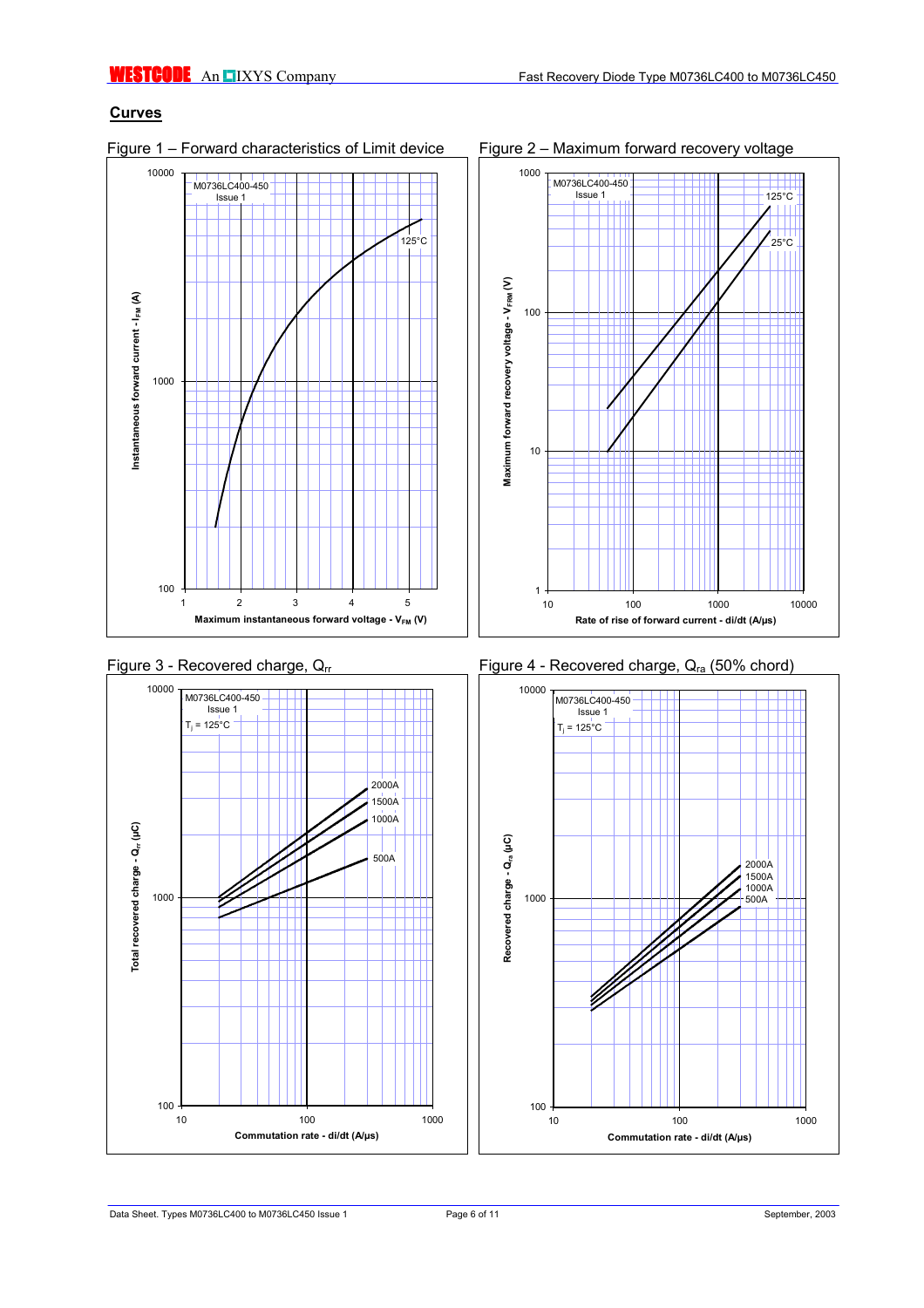## Curves

Figure 1 – Forward characteristics of Limit device

Figure 2 – Maximum forward recovery voltage

Figure 3 - Recovered charge, $Q_{rr}$

Figure 4 - Recovered charge, $Q_{ra}$ (50% chord)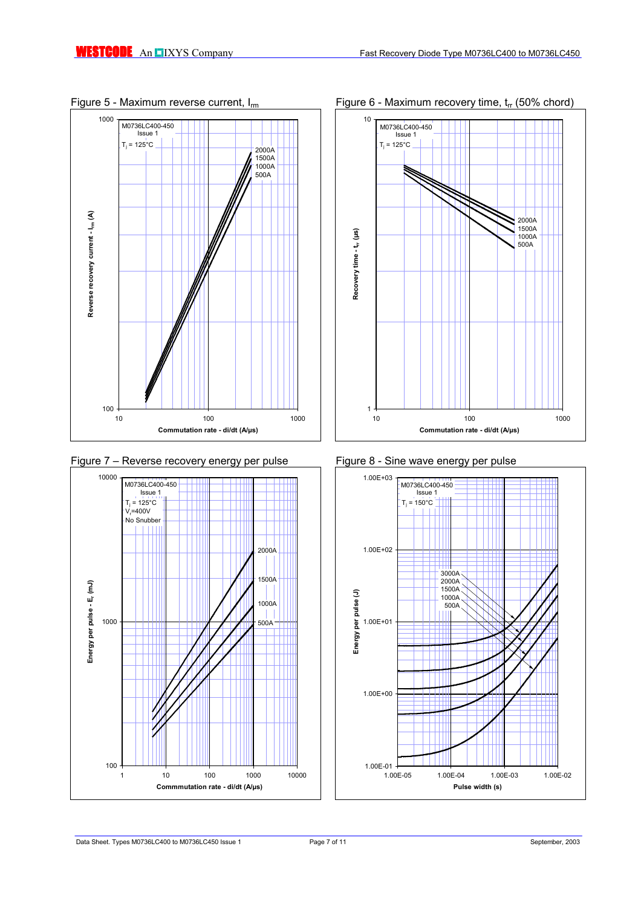Figure 5 - Maximum reverse current, $I_{rm}$

Figure 6 - Maximum recovery time, $t_{rr}$ (50% chord)

Figure 7 – Reverse recovery energy per pulse

Figure 8 - Sine wave energy per pulse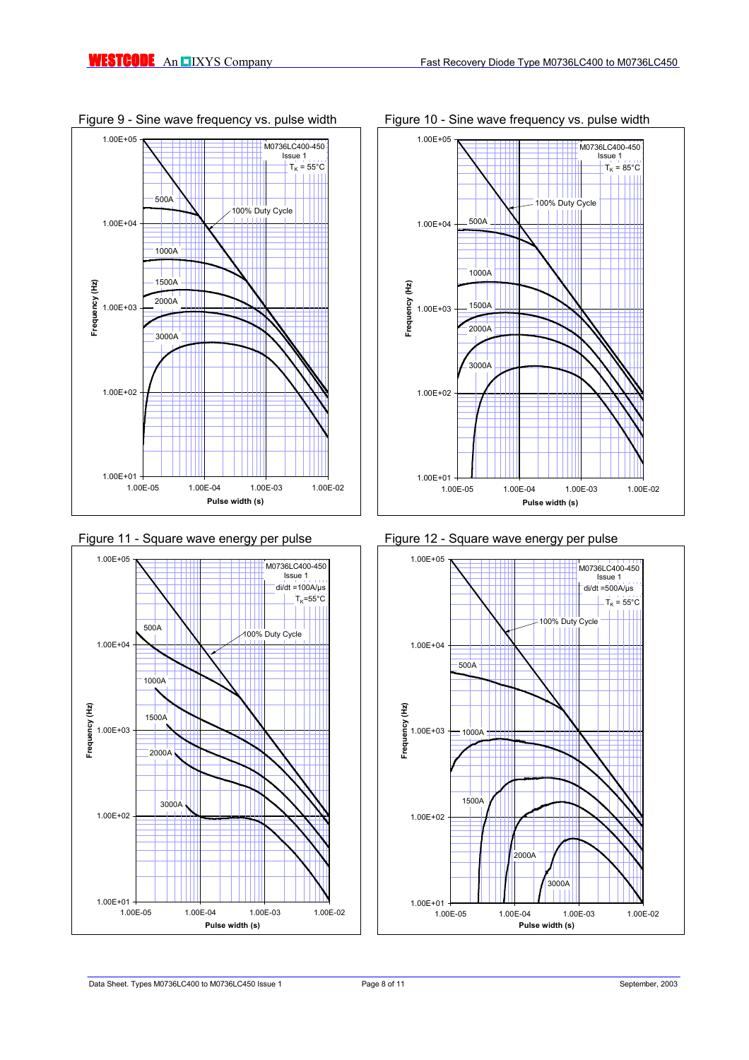Figure 9 - Sine wave frequency vs. pulse width

Figure 10 - Sine wave frequency vs. pulse width

Figure 11 - Square wave energy per pulse

Figure 12 - Square wave energy per pulse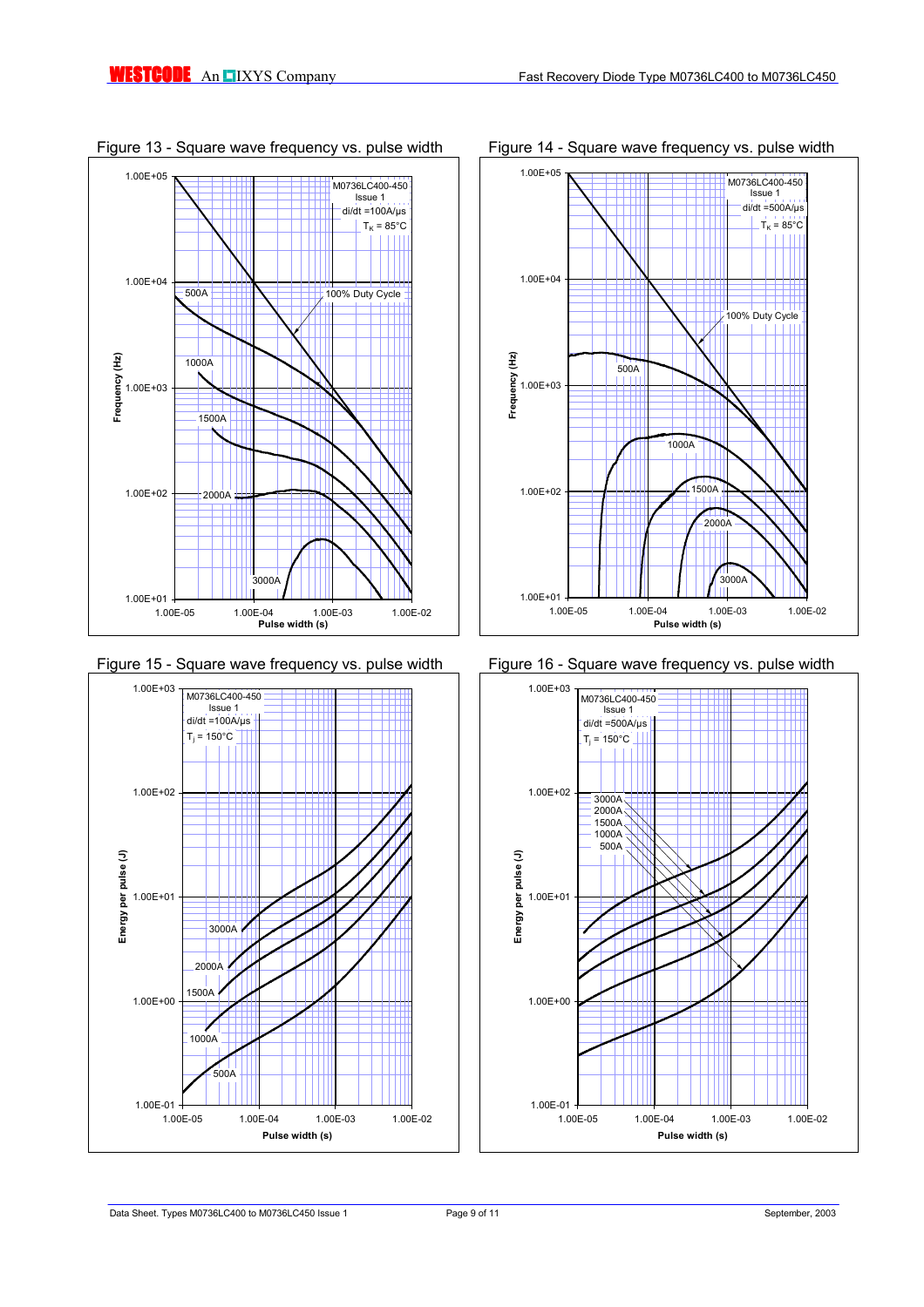Figure 13 - Square wave frequency vs. pulse width

Figure 14 - Square wave frequency vs. pulse width

Figure 15 - Square wave frequency vs. pulse width

Figure 16 - Square wave frequency vs. pulse width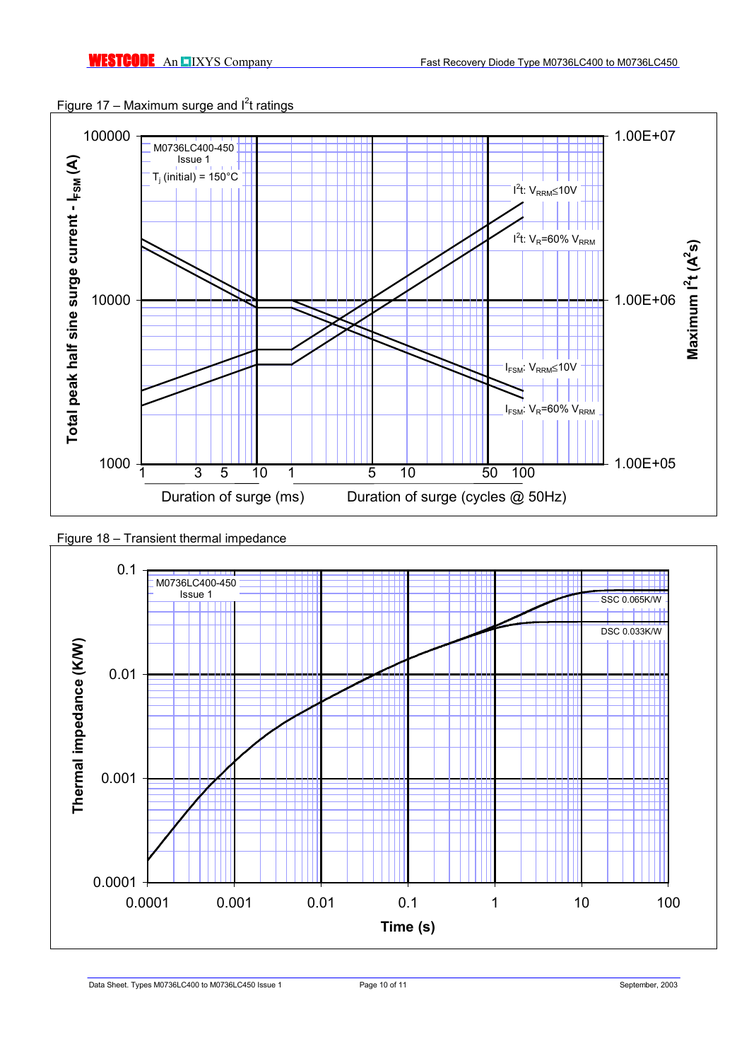Figure 17 – Maximum surge and $I^2t$ ratings

Figure 18 – Transient thermal impedance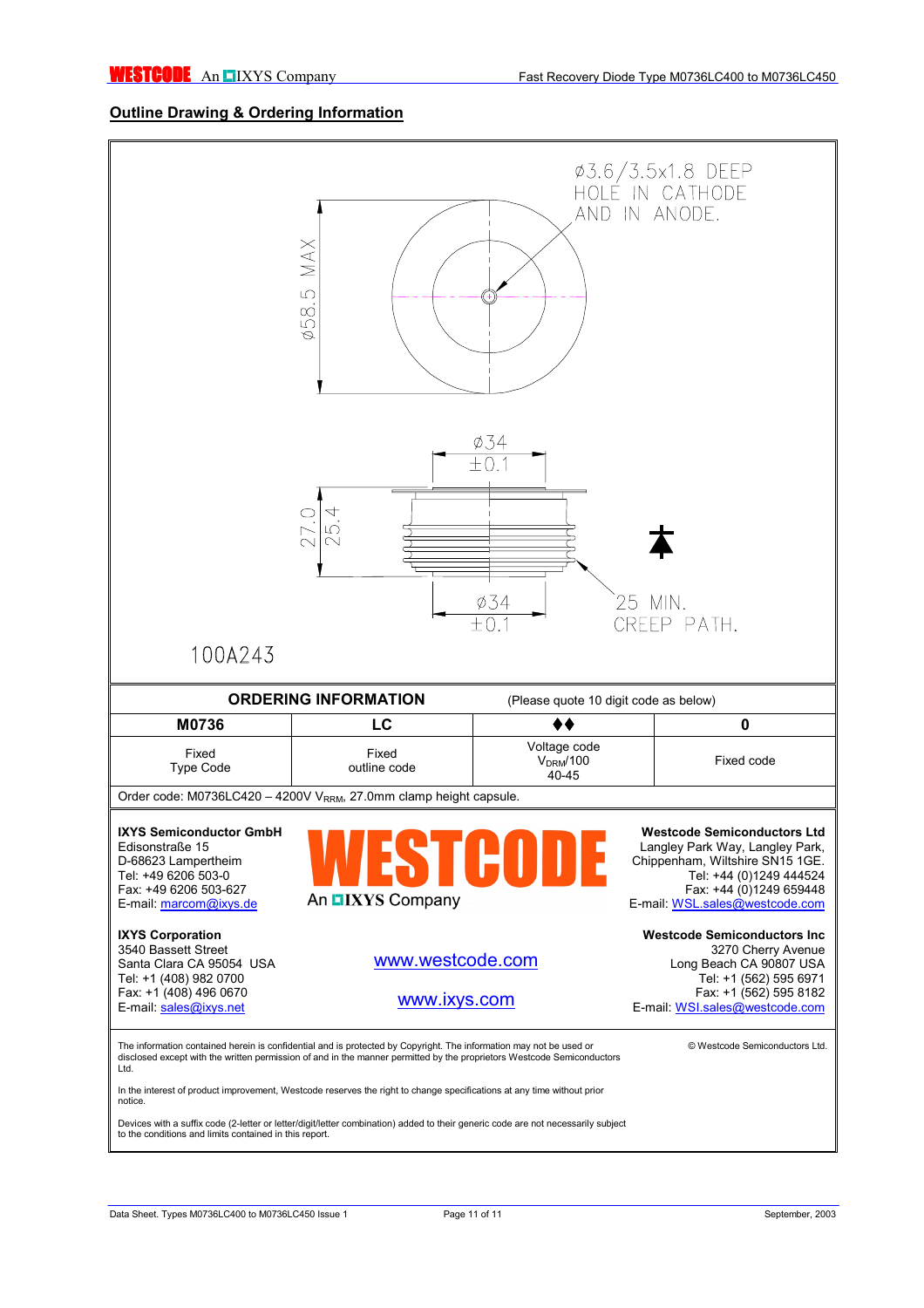## Outline Drawing & Ordering Information

ø3.6/3.5x1.8 DEEP HOLE IN CATHODE AND IN ANODE.

ø58.5 MAX

ø34 ±0.1

27.0

25.4

ø34 ±0.1

25 MIN. CREEP PATH.

100A243

| ORDERING INFORMATION | (Please quote 10 digit code as below) | | |
|---|---|---|---|
| **M0736** | **LC** | ♦♦ | **0** |
| Fixed Type Code | Fixed outline code | Voltage code $V_{DRM}/100$ 40-45 | Fixed code |

Order code: M0736LC420 – 4200V $V_{RRM}$, 27.0mm clamp height capsule.

**IXYS Semiconductor GmbH**
Edisonstraße 15
D-68623 Lampertheim
Tel: +49 6206 503-0
Fax: +49 6206 503-627
E-mail: marcom@ixys.de

**WESTCODE**
An IXYS Company

**Westcode Semiconductors Ltd**
Langley Park Way, Langley Park,
Chippenham, Wiltshire SN15 1GE.
Tel: +44 (0)1249 444524
Fax: +44 (0)1249 659448
E-mail: WSL.sales@westcode.com

**IXYS Corporation**
3540 Bassett Street
Santa Clara CA 95054 USA
Tel: +1 (408) 982 0700
Fax: +1 (408) 496 0670
E-mail: sales@ixys.net

www.westcode.com

www.ixys.com

**Westcode Semiconductors Inc**
3270 Cherry Avenue
Long Beach CA 90807 USA
Tel: +1 (562) 595 6971
Fax: +1 (562) 595 8182
E-mail: WSI.sales@westcode.com

The information contained herein is confidential and is protected by Copyright. The information may not be used or disclosed except with the written permission of and in the manner permitted by the proprietors Westcode Semiconductors Ltd.

© Westcode Semiconductors Ltd.

In the interest of product improvement, Westcode reserves the right to change specifications at any time without prior notice.

Devices with a suffix code (2-letter or letter/digit/letter combination) added to their generic code are not necessarily subject to the conditions and limits contained in this report.